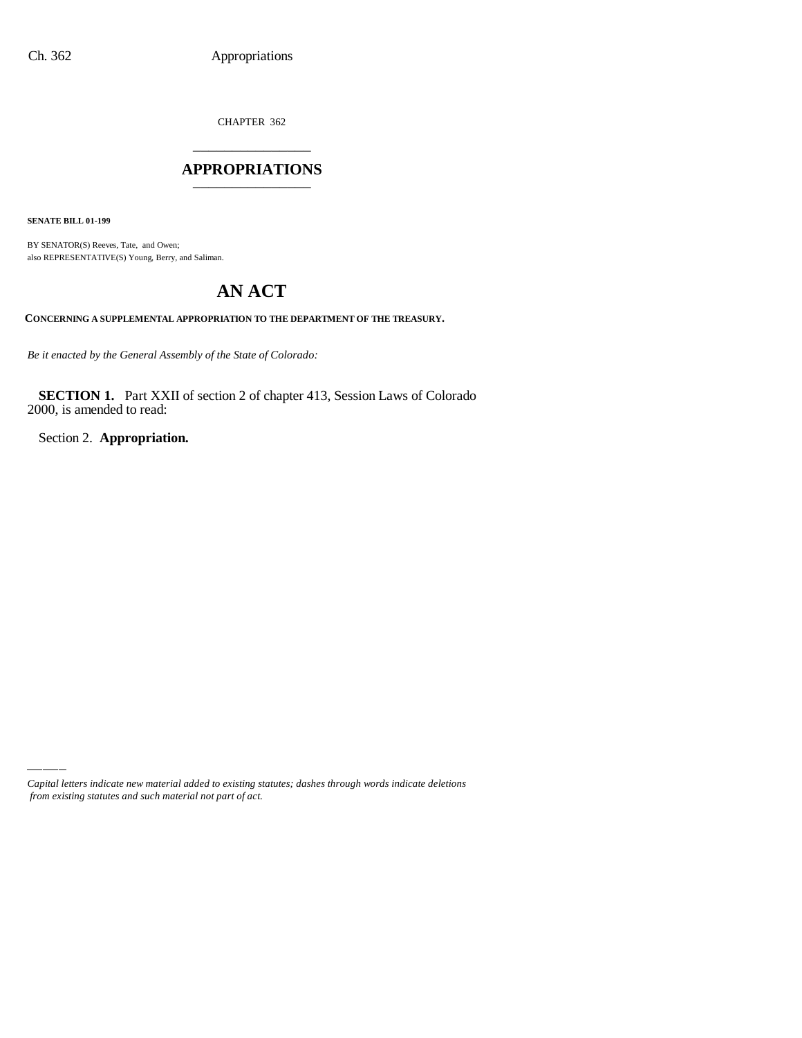CHAPTER 362

# APPROPRIATIONS

**SENATE BILL 01-199**

BY SENATOR(S) Reeves, Tate, and Owen;
also REPRESENTATIVE(S) Young, Berry, and Saliman.

# AN ACT

**CONCERNING A SUPPLEMENTAL APPROPRIATION TO THE DEPARTMENT OF THE TREASURY.**

*Be it enacted by the General Assembly of the State of Colorado:*

**SECTION 1.** Part XXII of section 2 of chapter 413, Session Laws of Colorado 2000, is amended to read:

Section 2. **Appropriation.**

*Capital letters indicate new material added to existing statutes; dashes through words indicate deletions from existing statutes and such material not part of act.*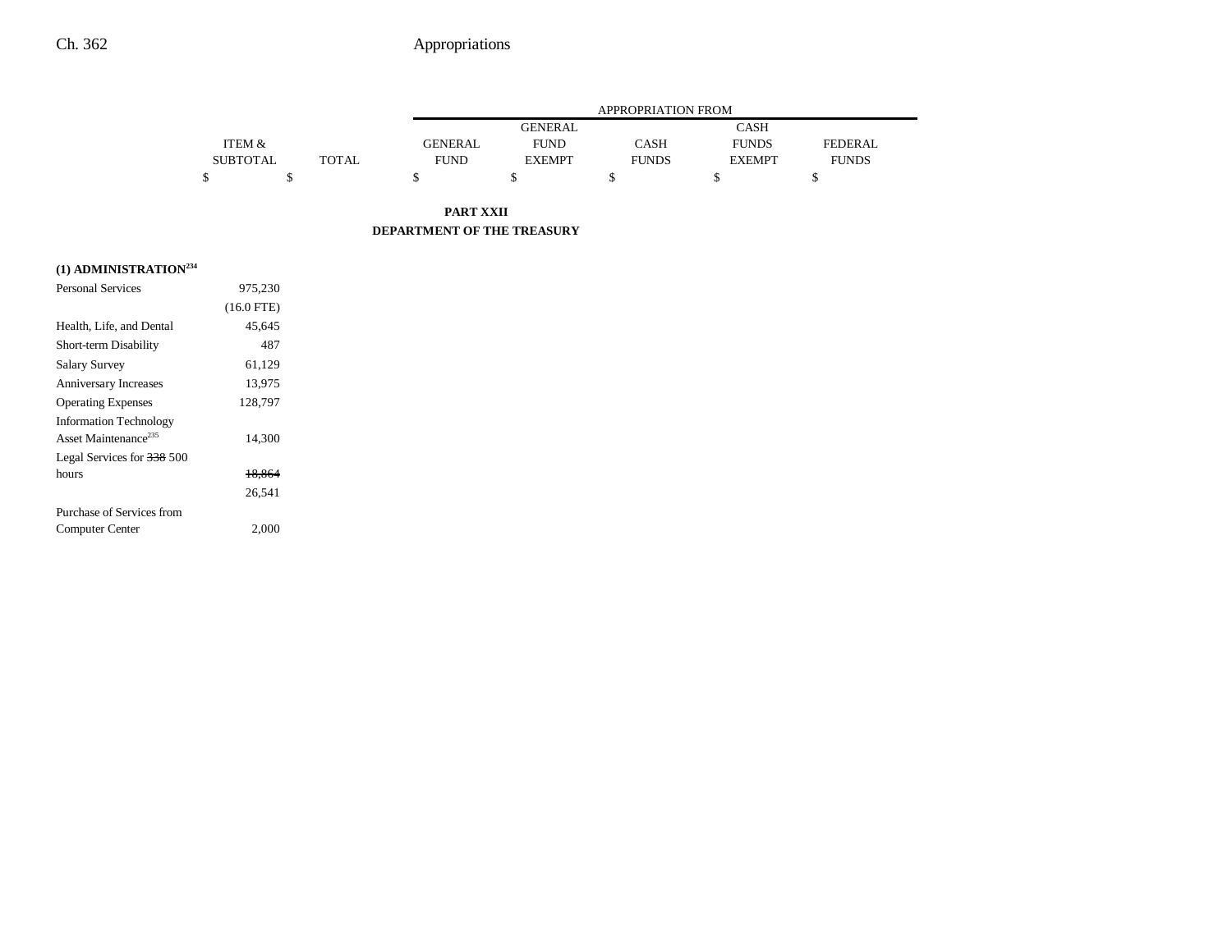| | ITEM & SUBTOTAL | TOTAL | APPROPRIATION FROM GENERAL FUND | GENERAL FUND EXEMPT | CASH FUNDS | CASH FUNDS EXEMPT | FEDERAL FUNDS |
|---|---|---|---|---|---|---|---|
| | $ | $ | $ | $ | $ | $ | $ |

**PART XXII**

**DEPARTMENT OF THE TREASURY**

| | ITEM & SUBTOTAL | TOTAL | GENERAL FUND | GENERAL FUND EXEMPT | CASH FUNDS | CASH FUNDS EXEMPT | FEDERAL FUNDS |
|---|---|---|---|---|---|---|---|
| **(1) ADMINISTRATION**[234] | | | | | | | |
| Personal Services | 975,230 | | | | | | |
| | (16.0 FTE) | | | | | | |
| Health, Life, and Dental | 45,645 | | | | | | |
| Short-term Disability | 487 | | | | | | |
| Salary Survey | 61,129 | | | | | | |
| Anniversary Increases | 13,975 | | | | | | |
| Operating Expenses | 128,797 | | | | | | |
| Information Technology Asset Maintenance[235] | 14,300 | | | | | | |
| Legal Services for ~~338~~ 500 hours | ~~18,864~~ | | | | | | |
| | 26,541 | | | | | | |
| Purchase of Services from Computer Center | 2,000 | | | | | | |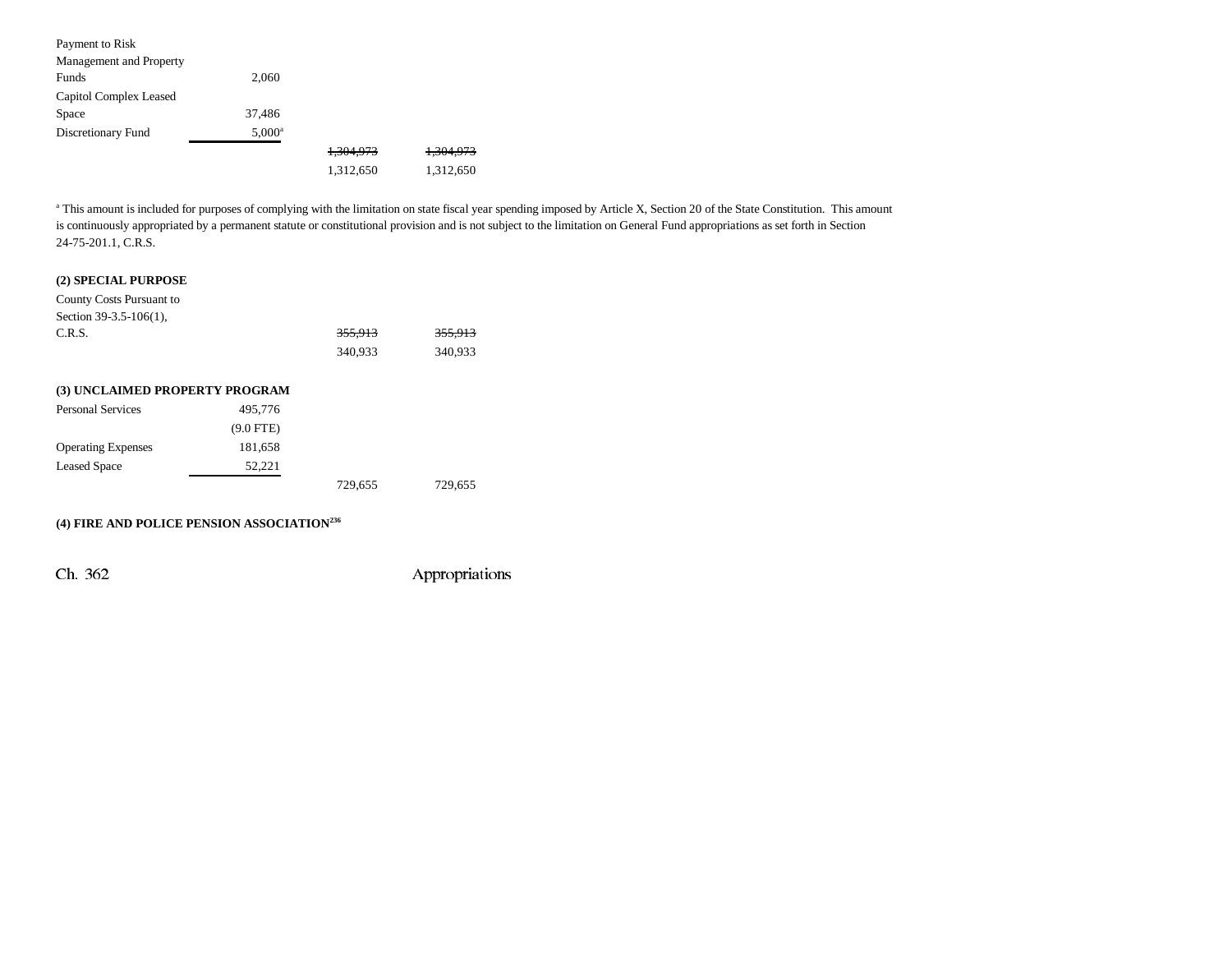| | | | |
|---|---|---|---|
| Payment to Risk Management and Property Funds | 2,060 | | |
| Capitol Complex Leased Space | 37,486 | | |
| Discretionary Fund | 5,000[a] | | |
| | | ~~1,304,973~~ | ~~1,304,973~~ |
| | | 1,312,650 | 1,312,650 |

[a] This amount is included for purposes of complying with the limitation on state fiscal year spending imposed by Article X, Section 20 of the State Constitution. This amount is continuously appropriated by a permanent statute or constitutional provision and is not subject to the limitation on General Fund appropriations as set forth in Section 24-75-201.1, C.R.S.

**(2) SPECIAL PURPOSE**

| | | | |
|---|---|---|---|
| County Costs Pursuant to Section 39-3.5-106(1), C.R.S. | | ~~355,913~~ | ~~355,913~~ |
| | | 340,933 | 340,933 |

**(3) UNCLAIMED PROPERTY PROGRAM**

| | | | |
|---|---|---|---|
| Personal Services | 495,776 | | |
| | (9.0 FTE) | | |
| Operating Expenses | 181,658 | | |
| Leased Space | 52,221 | | |
| | | 729,655 | 729,655 |

**(4) FIRE AND POLICE PENSION ASSOCIATION[236]**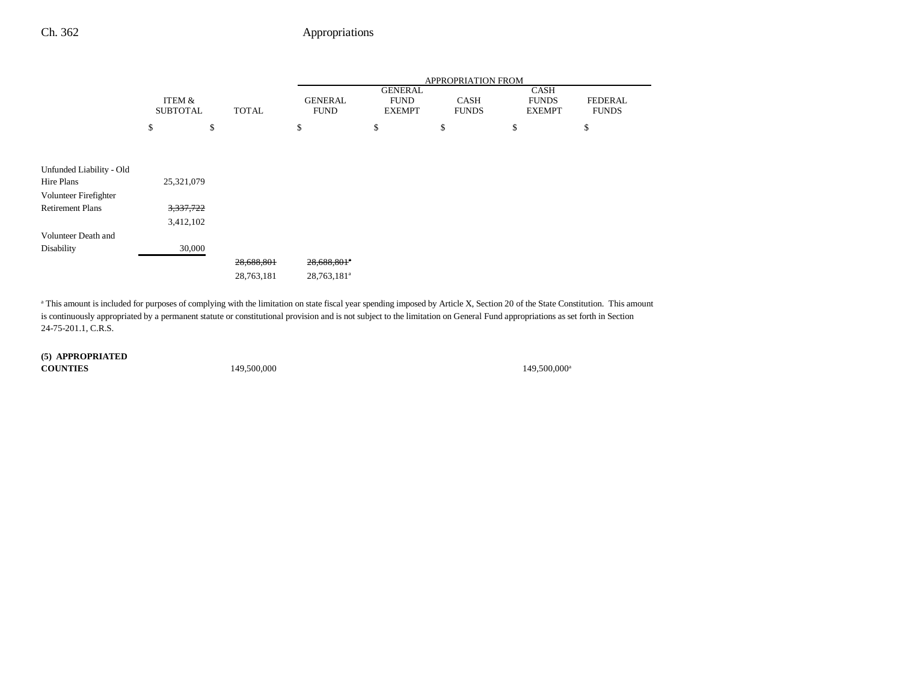| | ITEM & SUBTOTAL | TOTAL | APPROPRIATION FROM | | | | |
|---|---|---|---|---|---|---|---|
| | | | GENERAL FUND | GENERAL FUND EXEMPT | CASH FUNDS | CASH FUNDS EXEMPT | FEDERAL FUNDS |
| | $ | $ | $ | $ | $ | $ | $ |
| Unfunded Liability - Old Hire Plans | 25,321,079 | | | | | | |
| Volunteer Firefighter Retirement Plans | ~~3,337,722~~ | | | | | | |
| | 3,412,102 | | | | | | |
| Volunteer Death and Disability | 30,000 | | | | | | |
| | | ~~28,688,801~~ | ~~28,688,801[a]~~ | | | | |
| | | 28,763,181 | 28,763,181[a] | | | | |

[a] This amount is included for purposes of complying with the limitation on state fiscal year spending imposed by Article X, Section 20 of the State Constitution. This amount is continuously appropriated by a permanent statute or constitutional provision and is not subject to the limitation on General Fund appropriations as set forth in Section 24-75-201.1, C.R.S.

| | ITEM & SUBTOTAL | TOTAL | GENERAL FUND | GENERAL FUND EXEMPT | CASH FUNDS | CASH FUNDS EXEMPT | FEDERAL FUNDS |
|---|---|---|---|---|---|---|---|
| **(5) APPROPRIATED COUNTIES** | | 149,500,000 | | | | 149,500,000[a] | |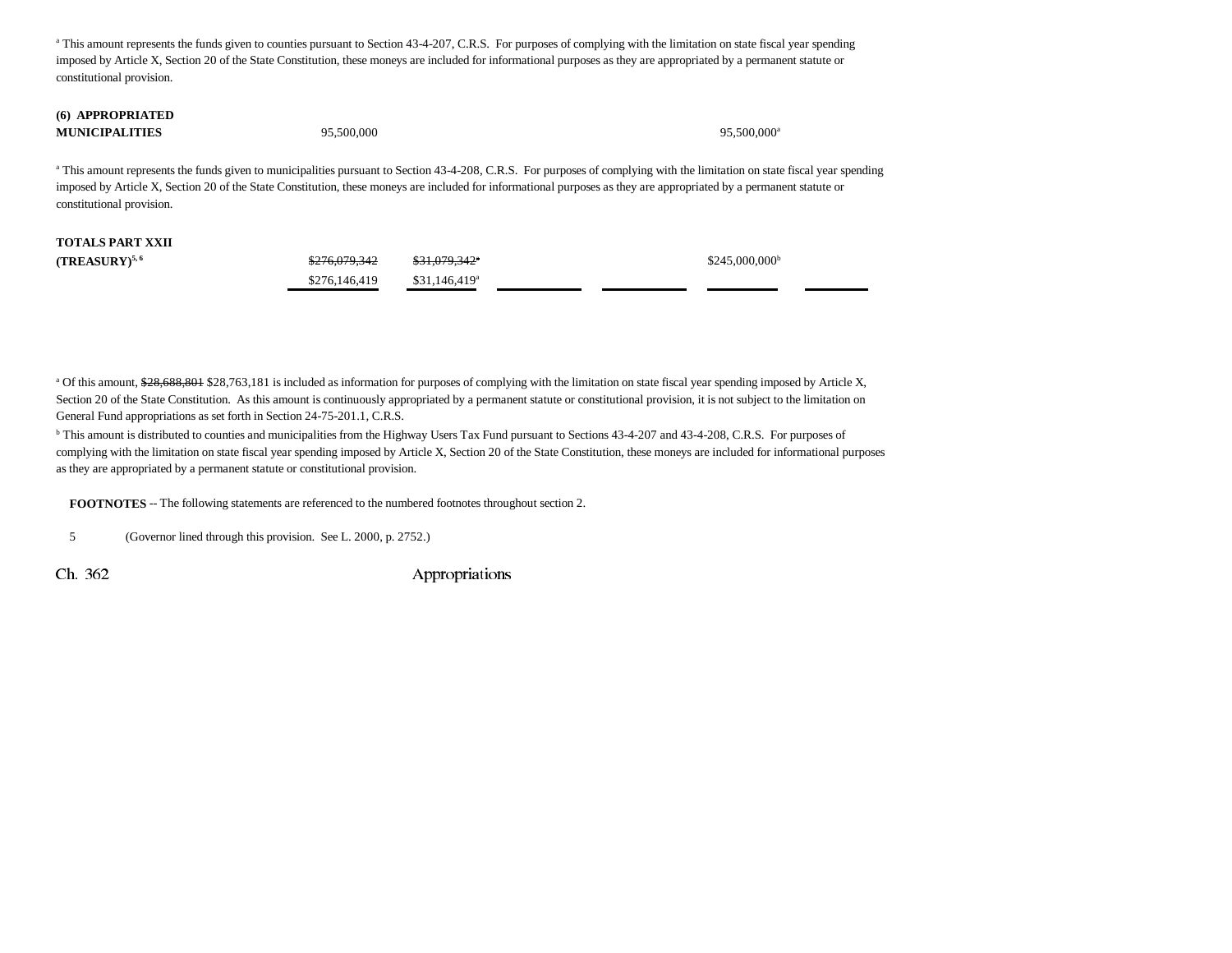[a] This amount represents the funds given to counties pursuant to Section 43-4-207, C.R.S. For purposes of complying with the limitation on state fiscal year spending imposed by Article X, Section 20 of the State Constitution, these moneys are included for informational purposes as they are appropriated by a permanent statute or constitutional provision.

| | | | | | | |
|---|---|---|---|---|---|---|
| **(6) APPROPRIATED MUNICIPALITIES** | 95,500,000 | | | | 95,500,000[a] | |

[a] This amount represents the funds given to municipalities pursuant to Section 43-4-208, C.R.S. For purposes of complying with the limitation on state fiscal year spending imposed by Article X, Section 20 of the State Constitution, these moneys are included for informational purposes as they are appropriated by a permanent statute or constitutional provision.

| | | | | | | |
|---|---|---|---|---|---|---|
| **TOTALS PART XXII (TREASURY)**[5, 6] | ~~$276,079,342~~ | ~~$31,079,342~~[a] | | | $245,000,000[b] | |
| | $276,146,419 | $31,146,419[a] | | | | |

[a] Of this amount, ~~$28,688,801~~ $28,763,181 is included as information for purposes of complying with the limitation on state fiscal year spending imposed by Article X, Section 20 of the State Constitution. As this amount is continuously appropriated by a permanent statute or constitutional provision, it is not subject to the limitation on General Fund appropriations as set forth in Section 24-75-201.1, C.R.S.

[b] This amount is distributed to counties and municipalities from the Highway Users Tax Fund pursuant to Sections 43-4-207 and 43-4-208, C.R.S. For purposes of complying with the limitation on state fiscal year spending imposed by Article X, Section 20 of the State Constitution, these moneys are included for informational purposes as they are appropriated by a permanent statute or constitutional provision.

**FOOTNOTES** -- The following statements are referenced to the numbered footnotes throughout section 2.

5 (Governor lined through this provision. See L. 2000, p. 2752.)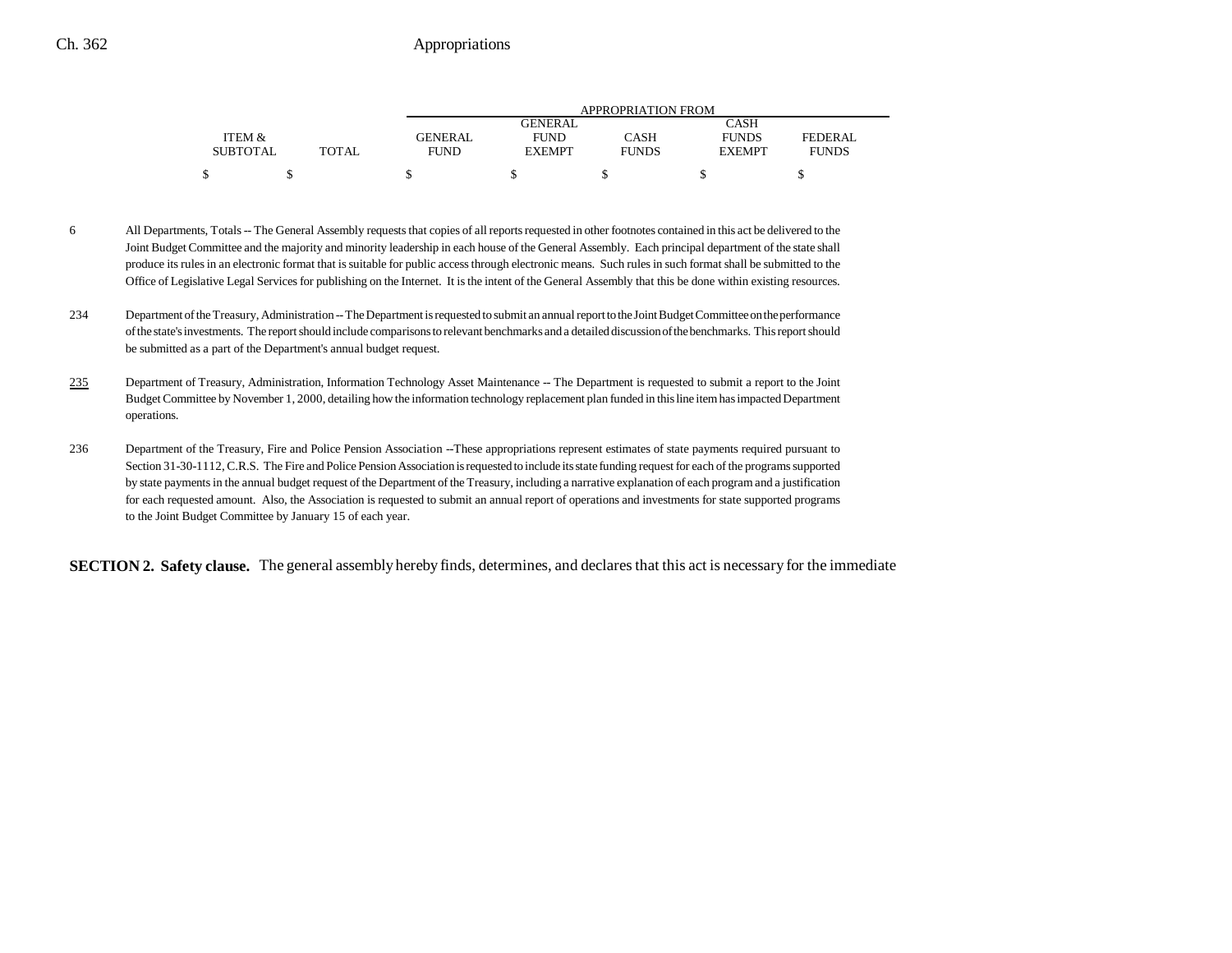| ITEM & SUBTOTAL | TOTAL | APPROPRIATION FROM GENERAL FUND | GENERAL FUND EXEMPT | CASH FUNDS | CASH FUNDS EXEMPT | FEDERAL FUNDS |
|---|---|---|---|---|---|---|
| $ | $ | $ | $ | $ | $ | $ |

6 All Departments, Totals -- The General Assembly requests that copies of all reports requested in other footnotes contained in this act be delivered to the Joint Budget Committee and the majority and minority leadership in each house of the General Assembly. Each principal department of the state shall produce its rules in an electronic format that is suitable for public access through electronic means. Such rules in such format shall be submitted to the Office of Legislative Legal Services for publishing on the Internet. It is the intent of the General Assembly that this be done within existing resources.

234 Department of the Treasury, Administration -- The Department is requested to submit an annual report to the Joint Budget Committee on the performance of the state's investments. The report should include comparisons to relevant benchmarks and a detailed discussion of the benchmarks. This report should be submitted as a part of the Department's annual budget request.

<u>235</u> Department of Treasury, Administration, Information Technology Asset Maintenance -- The Department is requested to submit a report to the Joint Budget Committee by November 1, 2000, detailing how the information technology replacement plan funded in this line item has impacted Department operations.

236 Department of the Treasury, Fire and Police Pension Association --These appropriations represent estimates of state payments required pursuant to Section 31-30-1112, C.R.S. The Fire and Police Pension Association is requested to include its state funding request for each of the programs supported by state payments in the annual budget request of the Department of the Treasury, including a narrative explanation of each program and a justification for each requested amount. Also, the Association is requested to submit an annual report of operations and investments for state supported programs to the Joint Budget Committee by January 15 of each year.

**SECTION 2. Safety clause.** The general assembly hereby finds, determines, and declares that this act is necessary for the immediate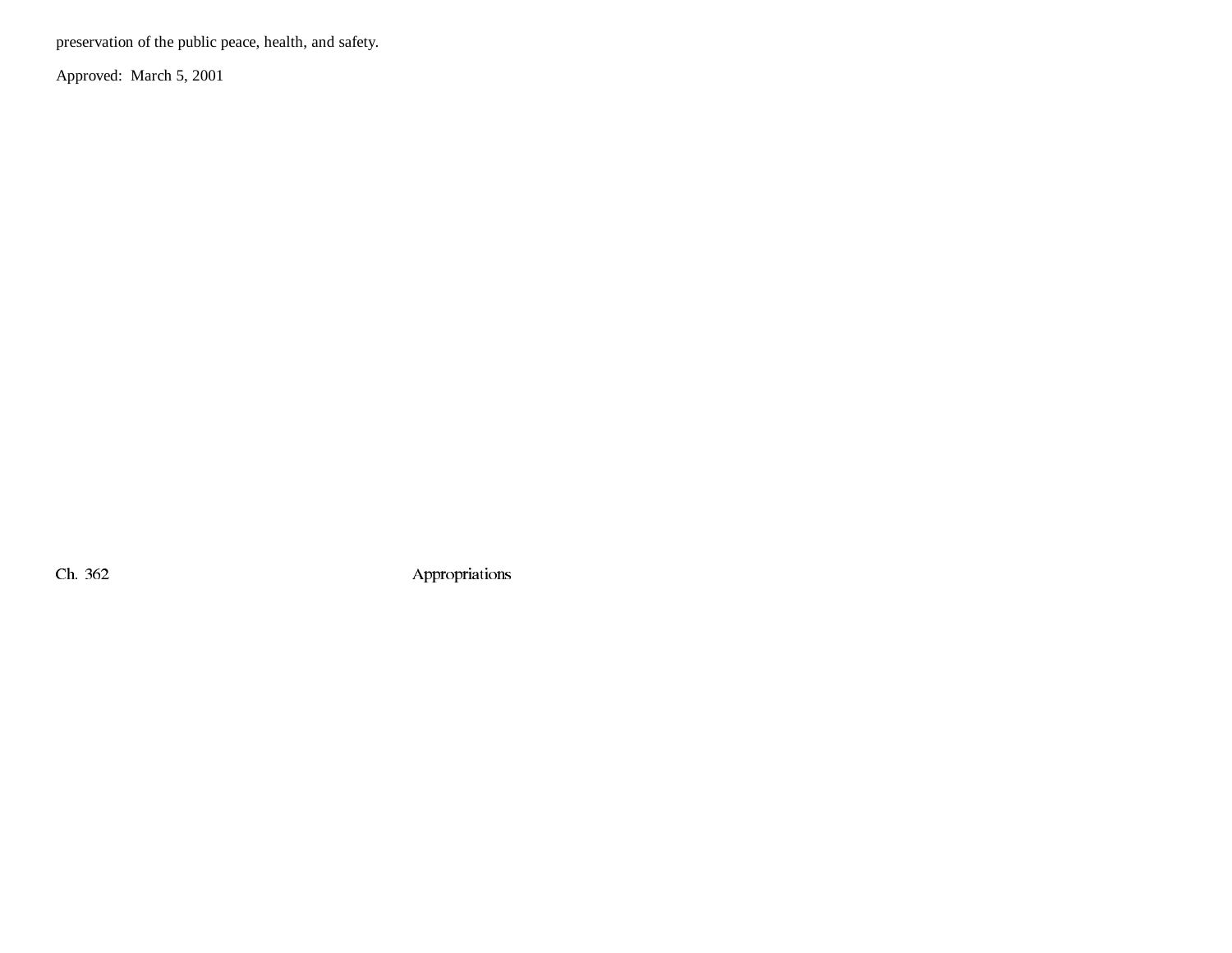preservation of the public peace, health, and safety.

Approved: March 5, 2001